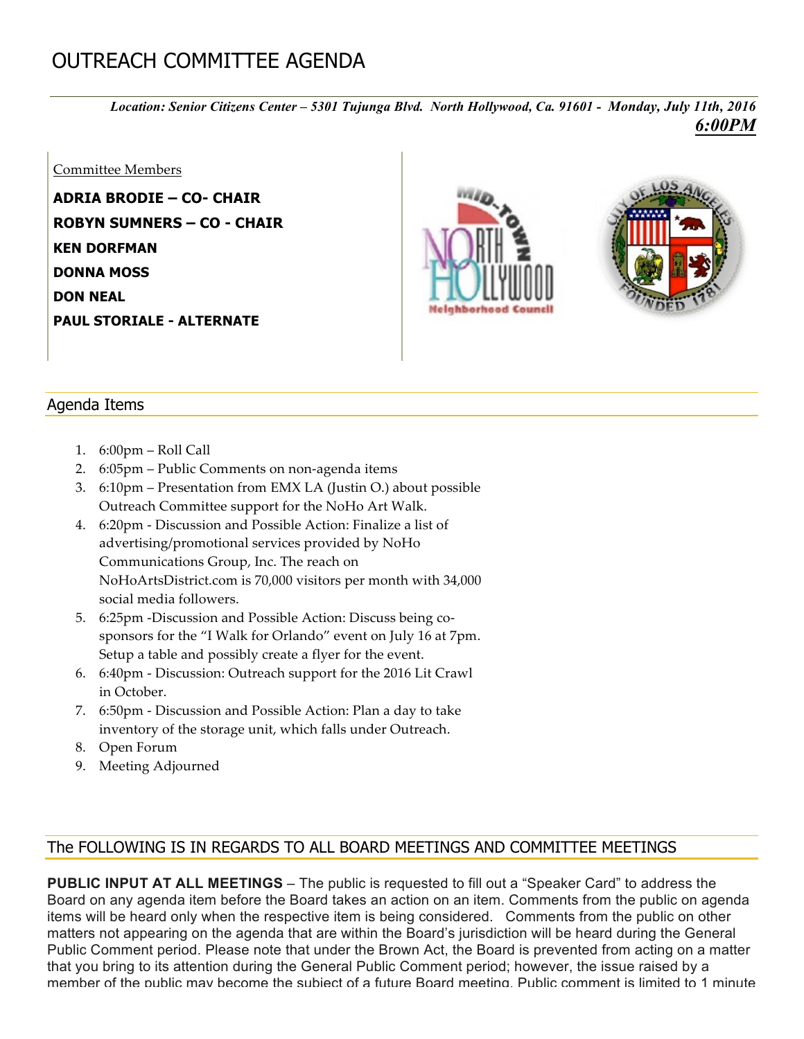# OUTREACH COMMITTEE AGENDA

***Location: Senior Citizens Center – 5301 Tujunga Blvd. North Hollywood, Ca. 91601 - Monday, July 11th, 2016***
***6:00PM***

Committee Members

**ADRIA BRODIE – CO- CHAIR**
**ROBYN SUMNERS – CO - CHAIR**
**KEN DORFMAN**
**DONNA MOSS**
**DON NEAL**
**PAUL STORIALE - ALTERNATE**

## Agenda Items

1. 6:00pm – Roll Call
2. 6:05pm – Public Comments on non-agenda items
3. 6:10pm – Presentation from EMX LA (Justin O.) about possible Outreach Committee support for the NoHo Art Walk.
4. 6:20pm - Discussion and Possible Action: Finalize a list of advertising/promotional services provided by NoHo Communications Group, Inc. The reach on NoHoArtsDistrict.com is 70,000 visitors per month with 34,000 social media followers.
5. 6:25pm -Discussion and Possible Action: Discuss being co-sponsors for the "I Walk for Orlando" event on July 16 at 7pm. Setup a table and possibly create a flyer for the event.
6. 6:40pm - Discussion: Outreach support for the 2016 Lit Crawl in October.
7. 6:50pm - Discussion and Possible Action: Plan a day to take inventory of the storage unit, which falls under Outreach.
8. Open Forum
9. Meeting Adjourned

## The FOLLOWING IS IN REGARDS TO ALL BOARD MEETINGS AND COMMITTEE MEETINGS

**PUBLIC INPUT AT ALL MEETINGS** – The public is requested to fill out a "Speaker Card" to address the Board on any agenda item before the Board takes an action on an item. Comments from the public on agenda items will be heard only when the respective item is being considered. Comments from the public on other matters not appearing on the agenda that are within the Board's jurisdiction will be heard during the General Public Comment period. Please note that under the Brown Act, the Board is prevented from acting on a matter that you bring to its attention during the General Public Comment period; however, the issue raised by a member of the public may become the subject of a future Board meeting. Public comment is limited to 1 minute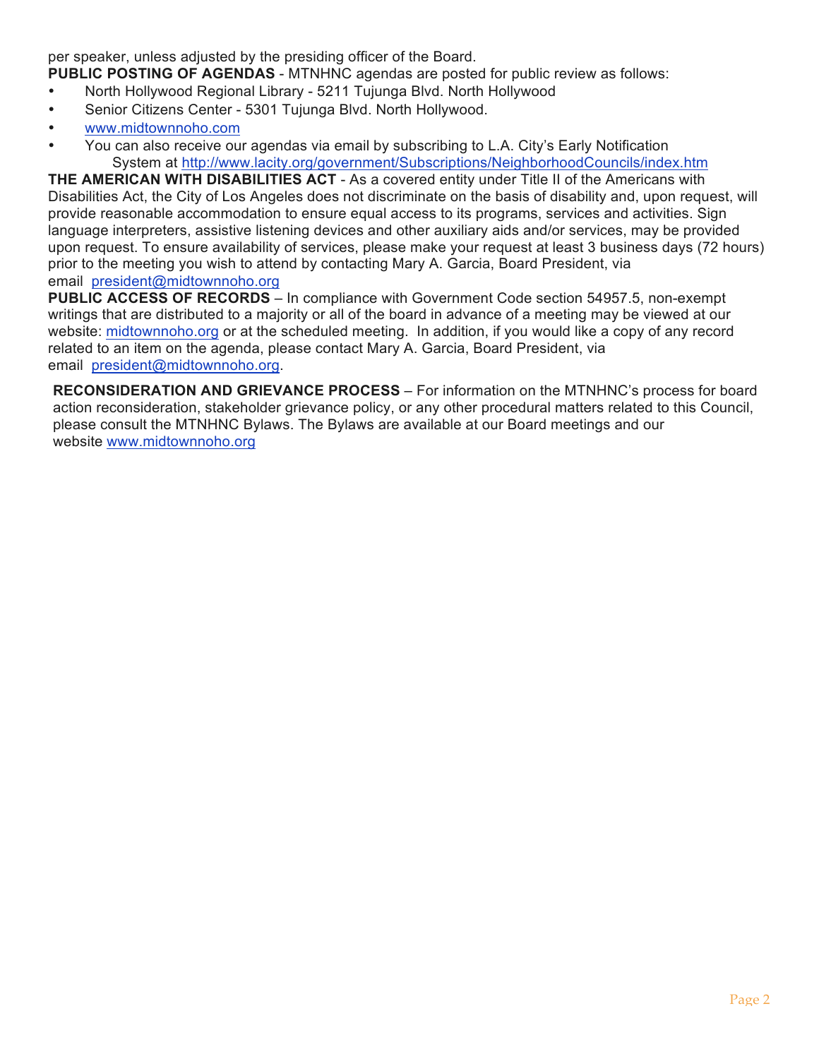per speaker, unless adjusted by the presiding officer of the Board.

**PUBLIC POSTING OF AGENDAS** - MTNHNC agendas are posted for public review as follows:

- North Hollywood Regional Library - 5211 Tujunga Blvd. North Hollywood
- Senior Citizens Center - 5301 Tujunga Blvd. North Hollywood.
- www.midtownnoho.com
- You can also receive our agendas via email by subscribing to L.A. City's Early Notification System at http://www.lacity.org/government/Subscriptions/NeighborhoodCouncils/index.htm

**THE AMERICAN WITH DISABILITIES ACT** - As a covered entity under Title II of the Americans with Disabilities Act, the City of Los Angeles does not discriminate on the basis of disability and, upon request, will provide reasonable accommodation to ensure equal access to its programs, services and activities. Sign language interpreters, assistive listening devices and other auxiliary aids and/or services, may be provided upon request. To ensure availability of services, please make your request at least 3 business days (72 hours) prior to the meeting you wish to attend by contacting Mary A. Garcia, Board President, via email president@midtownnoho.org

**PUBLIC ACCESS OF RECORDS** – In compliance with Government Code section 54957.5, non-exempt writings that are distributed to a majority or all of the board in advance of a meeting may be viewed at our website: midtownnoho.org or at the scheduled meeting. In addition, if you would like a copy of any record related to an item on the agenda, please contact Mary A. Garcia, Board President, via email president@midtownnoho.org.

**RECONSIDERATION AND GRIEVANCE PROCESS** – For information on the MTNHNC's process for board action reconsideration, stakeholder grievance policy, or any other procedural matters related to this Council, please consult the MTNHNC Bylaws. The Bylaws are available at our Board meetings and our website www.midtownnoho.org